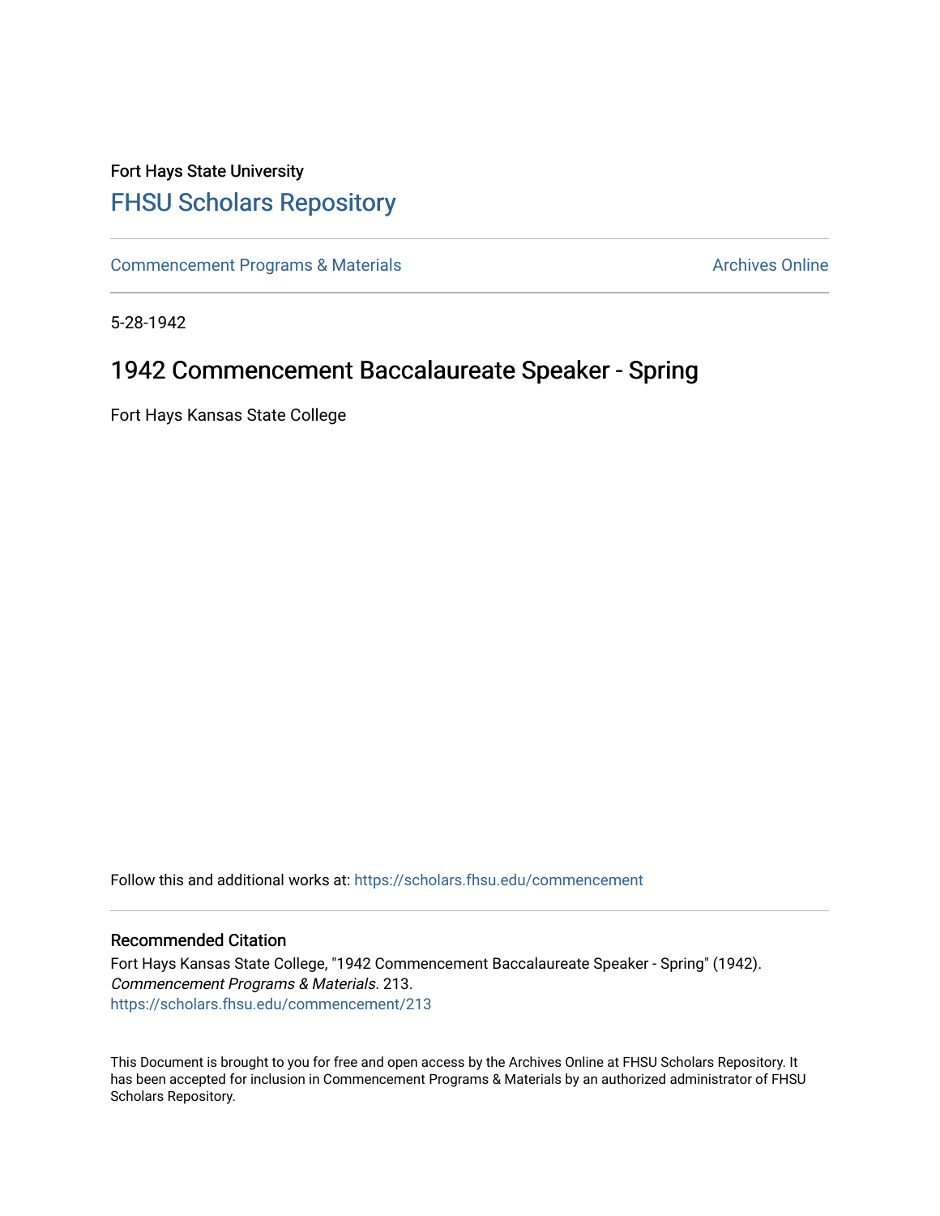Fort Hays State University

# FHSU Scholars Repository

Commencement Programs & Materials | Archives Online

5-28-1942

## 1942 Commencement Baccalaureate Speaker - Spring

Fort Hays Kansas State College

Follow this and additional works at: https://scholars.fhsu.edu/commencement

### Recommended Citation

Fort Hays Kansas State College, "1942 Commencement Baccalaureate Speaker - Spring" (1942). *Commencement Programs & Materials*. 213.
https://scholars.fhsu.edu/commencement/213

This Document is brought to you for free and open access by the Archives Online at FHSU Scholars Repository. It has been accepted for inclusion in Commencement Programs & Materials by an authorized administrator of FHSU Scholars Repository.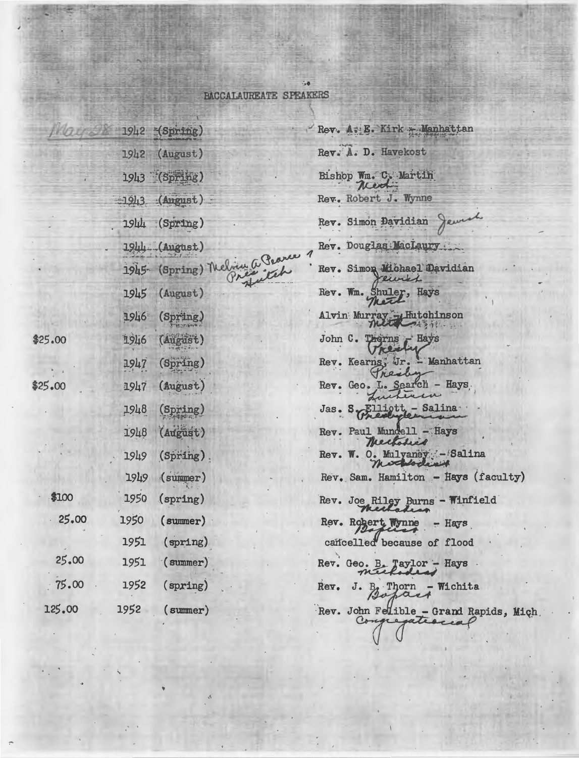# BACCALAUREATE SPEAKERS

| | | | |
|---|---|---|---|
| May 28 | 1942 | (Spring) | Rev. A. E. Kirk - Manhattan |
| | 1942 | (August) | Rev. A. D. Havekost |
| | 1943 | (Spring) | Bishop Wm. C. Martin *Meth* |
| | 1943 | (August) | Rev. Robert J. Wynne |
| | 1944 | (Spring) | Rev. Simon Davidian *Jewish* |
| | 1944 | (August) | Rev. Douglas MacLaury |
| | 1945 | (Spring) *Melvin A Pearce ? Pres Hutch* | Rev. Simon Michael Davidian *Jewish* |
| | 1945 | (August) | Rev. Wm. Shuler, Hays *Meth* |
| | 1946 | (Spring) | Alvin Murray - Hutchinson *Meth* |
| $25.00 | 1946 | (August) | John C. Therns - Hays *Presby* |
| | 1947 | (Spring) | Rev. Kearns, Jr. - Manhattan *Presby* |
| $25.00 | 1947 | (August) | Rev. Geo. L. Search - Hays *Lutheran* |
| | 1948 | (Spring) | Jas. S. Elliott - Salina *Presbyterian* |
| | 1948 | (August) | Rev. Paul Mundell - Hays *Methodist* |
| | 1949 | (Spring) | Rev. W. O. Mulvaney - Salina *Methodist* |
| | 1949 | (summer) | Rev. Sam. Hamilton - Hays (faculty) |
| $100 | 1950 | (spring) | Rev. Joe Riley Burns - Winfield *Methodist* |
| 25.00 | 1950 | (summer) | Rev. Robert Wynne - Hays *Baptist* |
| | 1951 | (spring) | cancelled because of flood |
| 25.00 | 1951 | (summer) | Rev. Geo. B. Taylor - Hays *Methodist* |
| 75.00 | 1952 | (spring) | Rev. J. B. Thorn - Wichita *Baptist* |
| 125.00 | 1952 | (summer) | Rev. John Feible - Grand Rapids, Mich. *Congregational* |